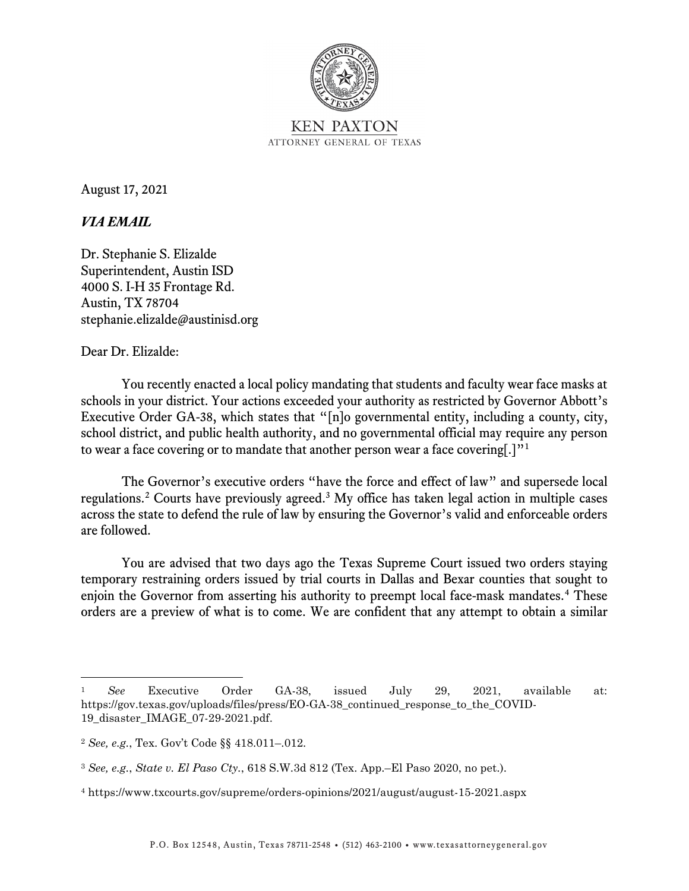KEN PAXTON
ATTORNEY GENERAL OF TEXAS

August 17, 2021

***VIA EMAIL***

Dr. Stephanie S. Elizalde
Superintendent, Austin ISD
4000 S. I-H 35 Frontage Rd.
Austin, TX 78704
stephanie.elizalde@austinisd.org

Dear Dr. Elizalde:

You recently enacted a local policy mandating that students and faculty wear face masks at schools in your district. Your actions exceeded your authority as restricted by Governor Abbott's Executive Order GA-38, which states that "[n]o governmental entity, including a county, city, school district, and public health authority, and no governmental official may require any person to wear a face covering or to mandate that another person wear a face covering[.]"[1]

The Governor's executive orders "have the force and effect of law" and supersede local regulations.[2] Courts have previously agreed.[3] My office has taken legal action in multiple cases across the state to defend the rule of law by ensuring the Governor's valid and enforceable orders are followed.

You are advised that two days ago the Texas Supreme Court issued two orders staying temporary restraining orders issued by trial courts in Dallas and Bexar counties that sought to enjoin the Governor from asserting his authority to preempt local face-mask mandates.[4] These orders are a preview of what is to come. We are confident that any attempt to obtain a similar

---

[1] *See* Executive Order GA-38, issued July 29, 2021, available at: https://gov.texas.gov/uploads/files/press/EO-GA-38_continued_response_to_the_COVID-19_disaster_IMAGE_07-29-2021.pdf.

[2] *See, e.g.*, Tex. Gov't Code §§ 418.011–.012.

[3] *See, e.g.*, *State v. El Paso Cty.*, 618 S.W.3d 812 (Tex. App.–El Paso 2020, no pet.).

[4] https://www.txcourts.gov/supreme/orders-opinions/2021/august/august-15-2021.aspx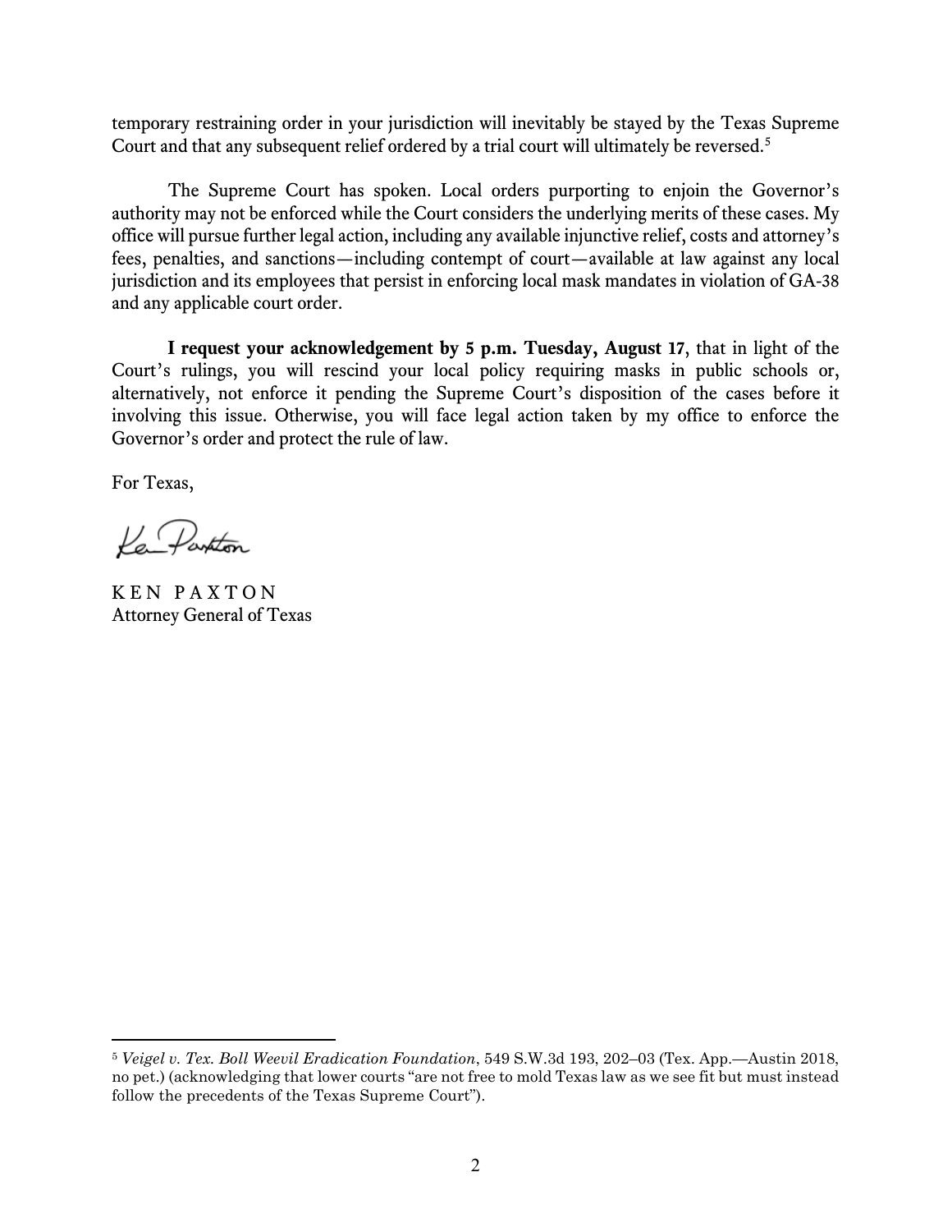temporary restraining order in your jurisdiction will inevitably be stayed by the Texas Supreme Court and that any subsequent relief ordered by a trial court will ultimately be reversed.[5]

The Supreme Court has spoken. Local orders purporting to enjoin the Governor's authority may not be enforced while the Court considers the underlying merits of these cases. My office will pursue further legal action, including any available injunctive relief, costs and attorney's fees, penalties, and sanctions—including contempt of court—available at law against any local jurisdiction and its employees that persist in enforcing local mask mandates in violation of GA-38 and any applicable court order.

**I request your acknowledgement by 5 p.m. Tuesday, August 17**, that in light of the Court's rulings, you will rescind your local policy requiring masks in public schools or, alternatively, not enforce it pending the Supreme Court's disposition of the cases before it involving this issue. Otherwise, you will face legal action taken by my office to enforce the Governor's order and protect the rule of law.

For Texas,

Ken Paxton

KEN PAXTON
Attorney General of Texas

---

[5] *Veigel v. Tex. Boll Weevil Eradication Foundation*, 549 S.W.3d 193, 202–03 (Tex. App.—Austin 2018, no pet.) (acknowledging that lower courts "are not free to mold Texas law as we see fit but must instead follow the precedents of the Texas Supreme Court").